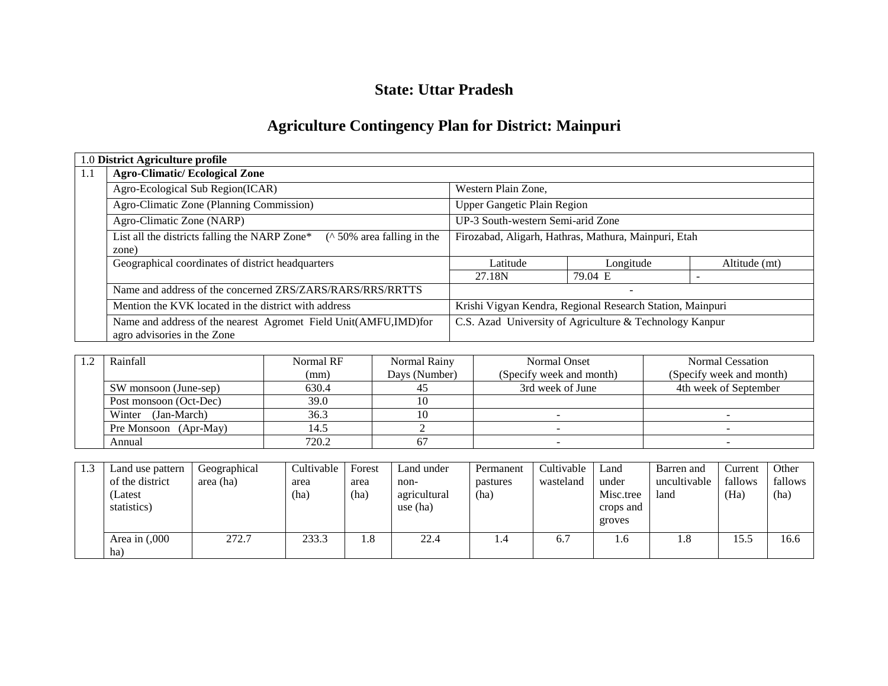## State: Uttar Pradesh

# Agriculture Contingency Plan for District: Mainpuri

| 1.0 **District Agriculture profile** | | | | |
|---|---|---|---|---|
| 1.1 | **Agro-Climatic/ Ecological Zone** | | | |
| | Agro-Ecological Sub Region(ICAR) | Western Plain Zone, | | |
| | Agro-Climatic Zone (Planning Commission) | Upper Gangetic Plain Region | | |
| | Agro-Climatic Zone (NARP) | UP-3 South-western Semi-arid Zone | | |
| | List all the districts falling the NARP Zone* (^ 50% area falling in the zone) | Firozabad, Aligarh, Hathras, Mathura, Mainpuri, Etah | | |
| | Geographical coordinates of district headquarters | Latitude | Longitude | Altitude (mt) |
| | | 27.18N | 79.04 E | - |
| | Name and address of the concerned ZRS/ZARS/RARS/RRS/RRTTS | - | | |
| | Mention the KVK located in the district with address | Krishi Vigyan Kendra, Regional Research Station, Mainpuri | | |
| | Name and address of the nearest Agromet Field Unit(AMFU,IMD)for agro advisories in the Zone | C.S. Azad University of Agriculture & Technology Kanpur | | |

| 1.2 | Rainfall | Normal RF (mm) | Normal Rainy Days (Number) | Normal Onset (Specify week and month) | Normal Cessation (Specify week and month) |
|---|---|---|---|---|---|
| | SW monsoon (June-sep) | 630.4 | 45 | 3rd week of June | 4th week of September |
| | Post monsoon (Oct-Dec) | 39.0 | 10 | | |
| | Winter (Jan-March) | 36.3 | 10 | - | - |
| | Pre Monsoon (Apr-May) | 14.5 | 2 | - | - |
| | Annual | 720.2 | 67 | - | - |

| 1.3 | Land use pattern of the district (Latest statistics) | Geographical area (ha) | Cultivable area (ha) | Forest area (ha) | Land under non-agricultural use (ha) | Permanent pastures (ha) | Cultivable wasteland | Land under Misc.tree crops and groves | Barren and uncultivable land | Current fallows (Ha) | Other fallows (ha) |
|---|---|---|---|---|---|---|---|---|---|---|---|
| | Area in (,000 ha) | 272.7 | 233.3 | 1.8 | 22.4 | 1.4 | 6.7 | 1.6 | 1.8 | 15.5 | 16.6 |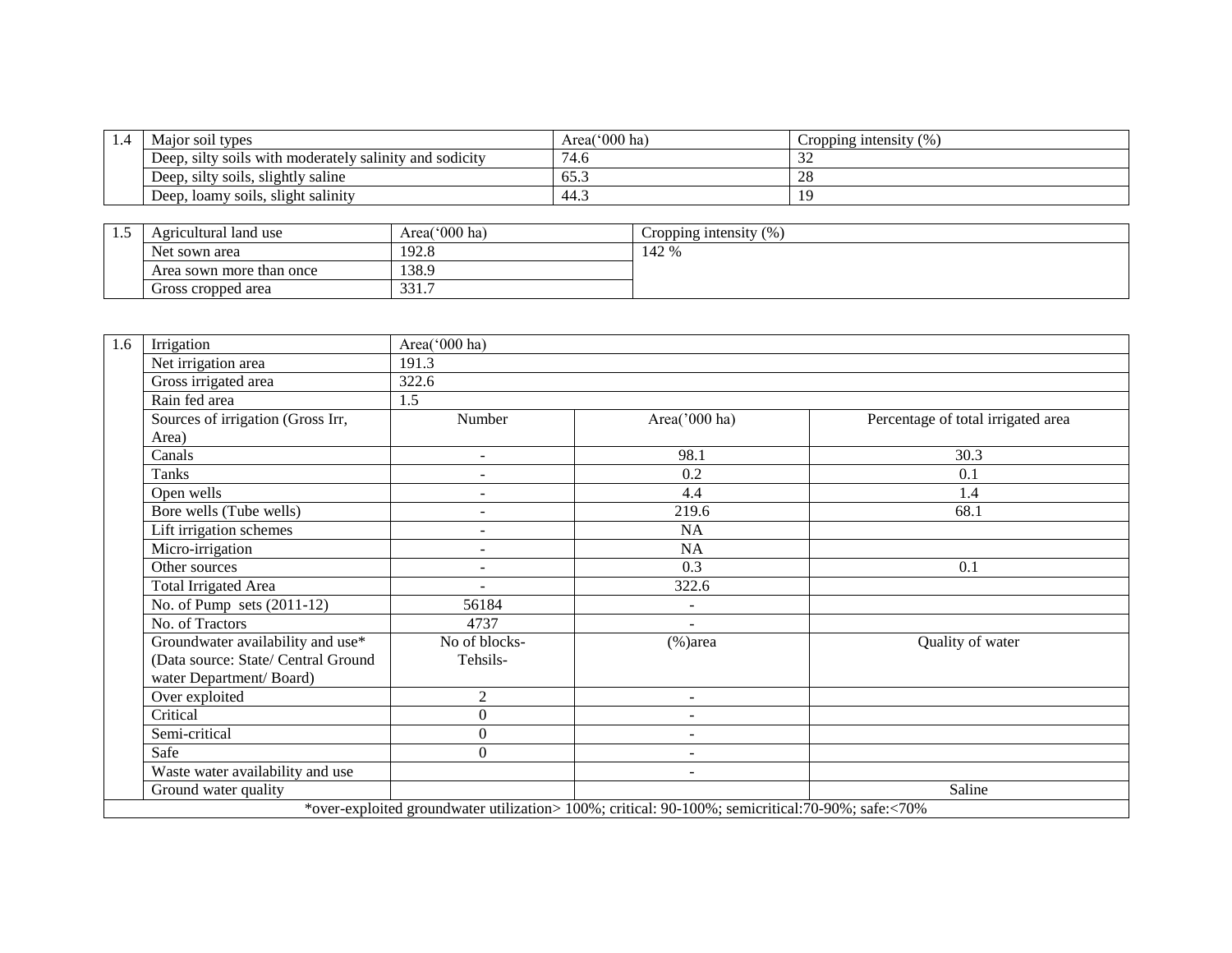| 1.4 | Major soil types | Area('000 ha) | Cropping intensity (%) |
| --- | --- | --- | --- |
| | Deep, silty soils with moderately salinity and sodicity | 74.6 | 32 |
| | Deep, silty soils, slightly saline | 65.3 | 28 |
| | Deep, loamy soils, slight salinity | 44.3 | 19 |

| 1.5 | Agricultural land use | Area('000 ha) | Cropping intensity (%) |
| --- | --- | --- | --- |
| | Net sown area | 192.8 | 142 % |
| | Area sown more than once | 138.9 | |
| | Gross cropped area | 331.7 | |

| 1.6 | Irrigation | Area('000 ha) | | |
| --- | --- | --- | --- | --- |
| | Net irrigation area | 191.3 | | |
| | Gross irrigated area | 322.6 | | |
| | Rain fed area | 1.5 | | |
| | Sources of irrigation (Gross Irr, Area) | Number | Area('000 ha) | Percentage of total irrigated area |
| | Canals | - | 98.1 | 30.3 |
| | Tanks | - | 0.2 | 0.1 |
| | Open wells | - | 4.4 | 1.4 |
| | Bore wells (Tube wells) | - | 219.6 | 68.1 |
| | Lift irrigation schemes | - | NA | |
| | Micro-irrigation | - | NA | |
| | Other sources | - | 0.3 | 0.1 |
| | Total Irrigated Area | - | 322.6 | |
| | No. of Pump sets (2011-12) | 56184 | - | |
| | No. of Tractors | 4737 | - | |
| | Groundwater availability and use* (Data source: State/ Central Ground water Department/ Board) | No of blocks- Tehsils- | (%)area | Quality of water |
| | Over exploited | 2 | - | |
| | Critical | 0 | - | |
| | Semi-critical | 0 | - | |
| | Safe | 0 | - | |
| | Waste water availability and use | | - | |
| | Ground water quality | | | Saline |

*over-exploited groundwater utilization> 100%; critical: 90-100%; semicritical:70-90%; safe:<70%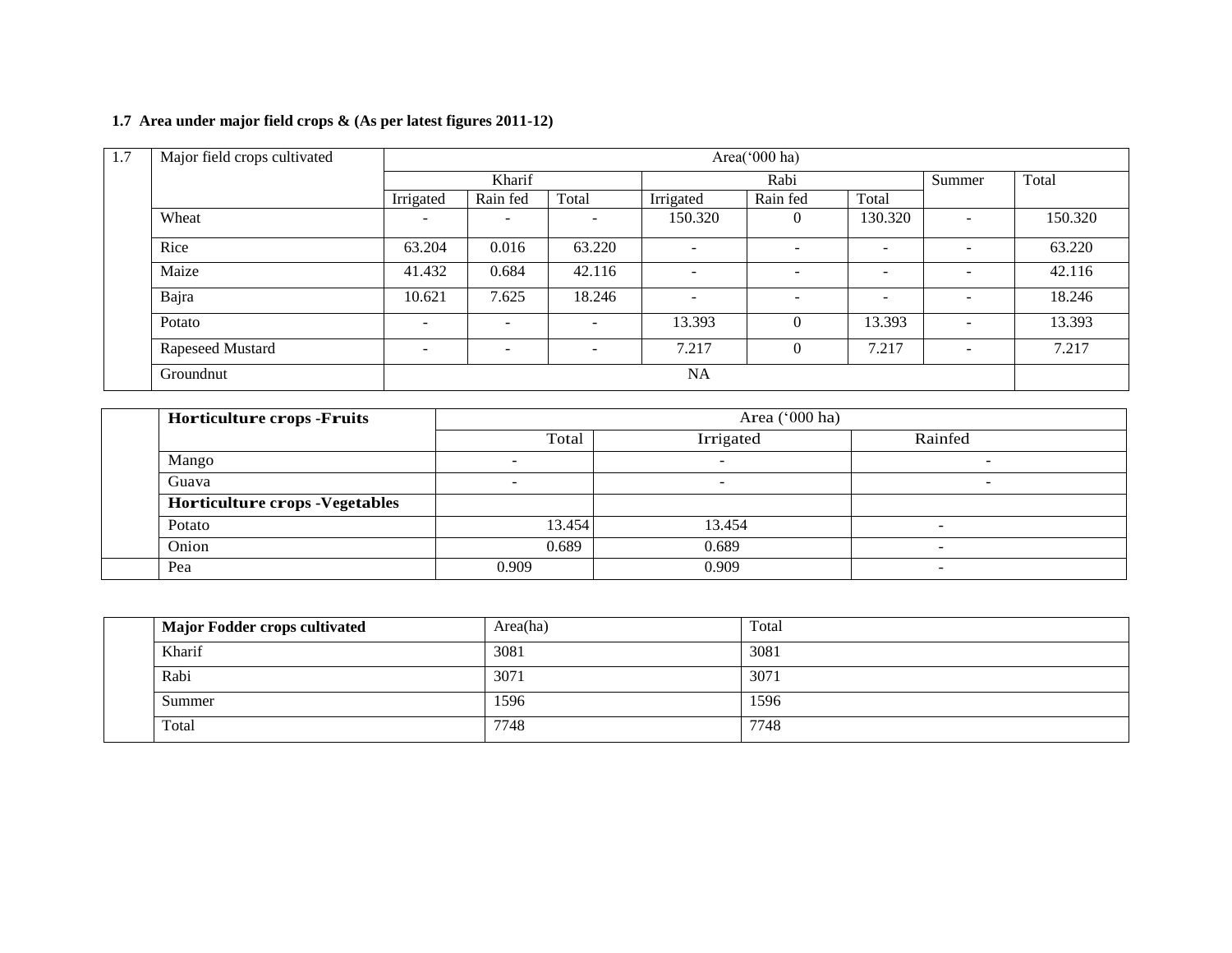**1.7 Area under major field crops & (As per latest figures 2011-12)**

| 1.7 | Major field crops cultivated | Area('000 ha) | | | | | | | |
|---|---|---|---|---|---|---|---|---|---|
| | | Kharif | | | Rabi | | | Summer | Total |
| | | Irrigated | Rain fed | Total | Irrigated | Rain fed | Total | | |
| | Wheat | - | - | - | 150.320 | 0 | 130.320 | - | 150.320 |
| | Rice | 63.204 | 0.016 | 63.220 | - | - | - | - | 63.220 |
| | Maize | 41.432 | 0.684 | 42.116 | - | - | - | - | 42.116 |
| | Bajra | 10.621 | 7.625 | 18.246 | - | - | - | - | 18.246 |
| | Potato | - | - | - | 13.393 | 0 | 13.393 | - | 13.393 |
| | Rapeseed Mustard | - | - | - | 7.217 | 0 | 7.217 | - | 7.217 |
| | Groundnut | NA | | | | | | | |

| | Horticulture crops -Fruits | Area ('000 ha) | | |
|---|---|---|---|---|
| | | Total | Irrigated | Rainfed |
| | Mango | - | - | - |
| | Guava | - | - | - |
| | **Horticulture crops -Vegetables** | | | |
| | Potato | 13.454 | 13.454 | - |
| | Onion | 0.689 | 0.689 | - |
| | Pea | 0.909 | 0.909 | - |

| | Major Fodder crops cultivated | Area(ha) | Total |
|---|---|---|---|
| | Kharif | 3081 | 3081 |
| | Rabi | 3071 | 3071 |
| | Summer | 1596 | 1596 |
| | Total | 7748 | 7748 |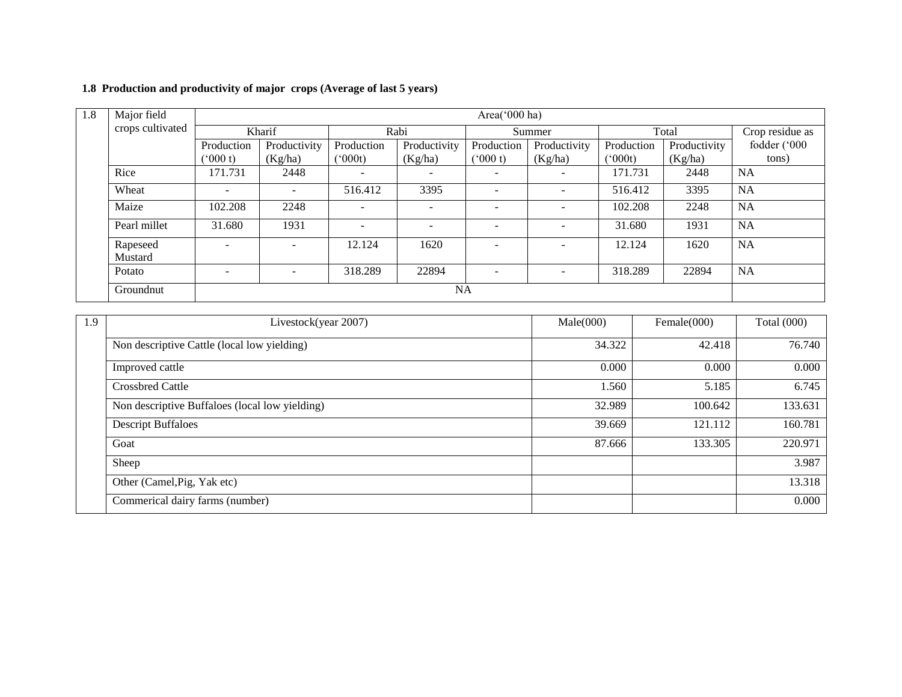**1.8 Production and productivity of major crops (Average of last 5 years)**

| 1.8 | Major field crops cultivated | Area('000 ha) | | | | | | | | |
|---|---|---|---|---|---|---|---|---|---|---|
| | | Kharif | | Rabi | | Summer | | Total | | Crop residue as fodder ('000 tons) |
| | | Production ('000 t) | Productivity (Kg/ha) | Production ('000t) | Productivity (Kg/ha) | Production ('000 t) | Productivity (Kg/ha) | Production ('000t) | Productivity (Kg/ha) | |
| | Rice | 171.731 | 2448 | - | - | - | - | 171.731 | 2448 | NA |
| | Wheat | - | - | 516.412 | 3395 | - | - | 516.412 | 3395 | NA |
| | Maize | 102.208 | 2248 | - | - | - | - | 102.208 | 2248 | NA |
| | Pearl millet | 31.680 | 1931 | - | - | - | - | 31.680 | 1931 | NA |
| | Rapeseed Mustard | - | - | 12.124 | 1620 | - | - | 12.124 | 1620 | NA |
| | Potato | - | - | 318.289 | 22894 | - | - | 318.289 | 22894 | NA |
| | Groundnut | NA | | | | | | | | |

| 1.9 | Livestock(year 2007) | Male(000) | Female(000) | Total (000) |
|---|---|---|---|---|
| | Non descriptive Cattle (local low yielding) | 34.322 | 42.418 | 76.740 |
| | Improved cattle | 0.000 | 0.000 | 0.000 |
| | Crossbred Cattle | 1.560 | 5.185 | 6.745 |
| | Non descriptive Buffaloes (local low yielding) | 32.989 | 100.642 | 133.631 |
| | Descript Buffaloes | 39.669 | 121.112 | 160.781 |
| | Goat | 87.666 | 133.305 | 220.971 |
| | Sheep | | | 3.987 |
| | Other (Camel,Pig, Yak etc) | | | 13.318 |
| | Commerical dairy farms (number) | | | 0.000 |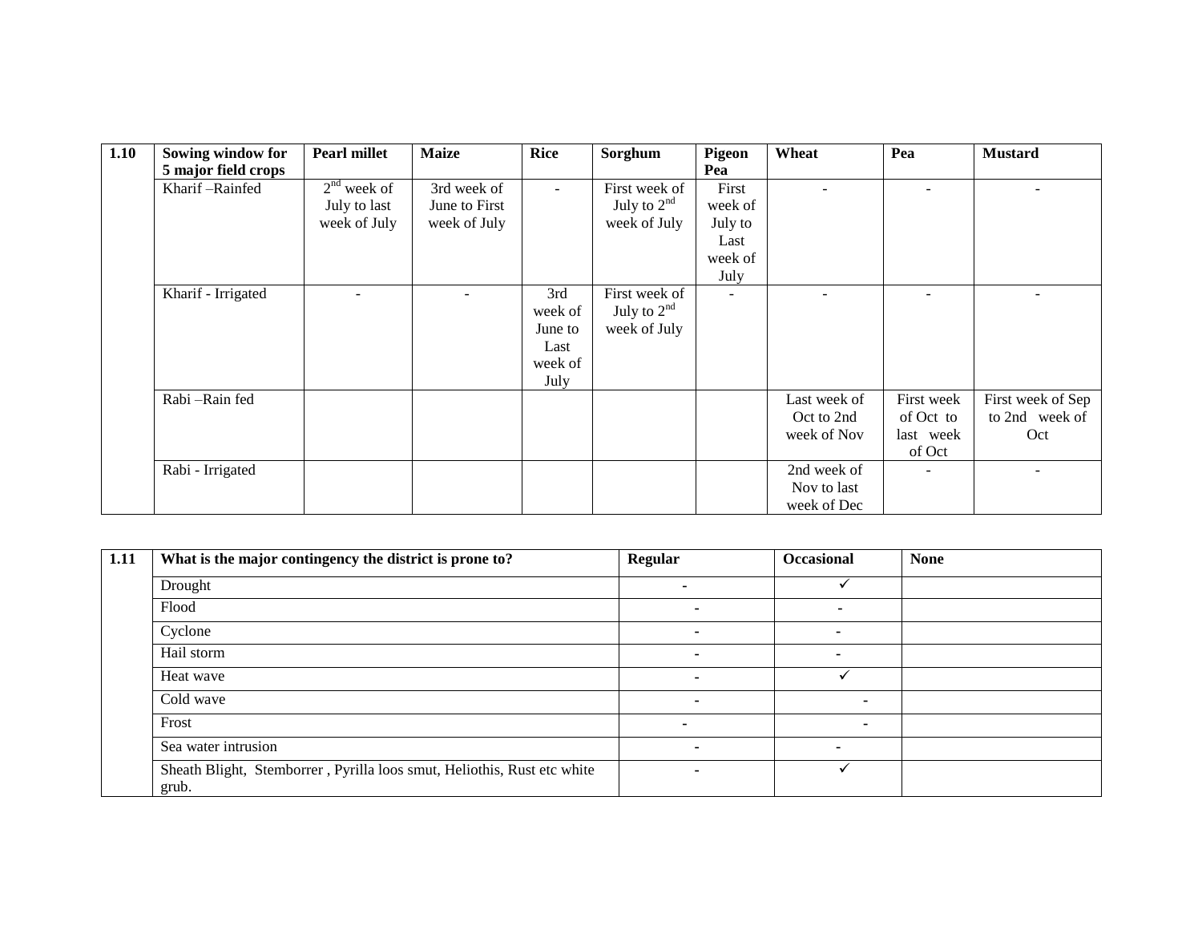| 1.10 | Sowing window for 5 major field crops | Pearl millet | Maize | Rice | Sorghum | Pigeon Pea | Wheat | Pea | Mustard |
|---|---|---|---|---|---|---|---|---|---|
| | Kharif –Rainfed | 2nd week of July to last week of July | 3rd week of June to First week of July | - | First week of July to 2nd week of July | First week of July to Last week of July | - | - | - |
| | Kharif - Irrigated | - | - | 3rd week of June to Last week of July | First week of July to 2nd week of July | - | - | - | - |
| | Rabi –Rain fed | | | | | | Last week of Oct to 2nd week of Nov | First week of Oct to last week of Oct | First week of Sep to 2nd week of Oct |
| | Rabi - Irrigated | | | | | | 2nd week of Nov to last week of Dec | - | - |

| 1.11 | What is the major contingency the district is prone to? | Regular | Occasional | None |
|---|---|---|---|---|
| | Drought | - | ✓ | |
| | Flood | - | - | |
| | Cyclone | - | - | |
| | Hail storm | - | - | |
| | Heat wave | - | ✓ | |
| | Cold wave | - | - | |
| | Frost | - | - | |
| | Sea water intrusion | - | - | |
| | Sheath Blight, Stemborrer , Pyrilla loos smut, Heliothis, Rust etc white grub. | - | ✓ | |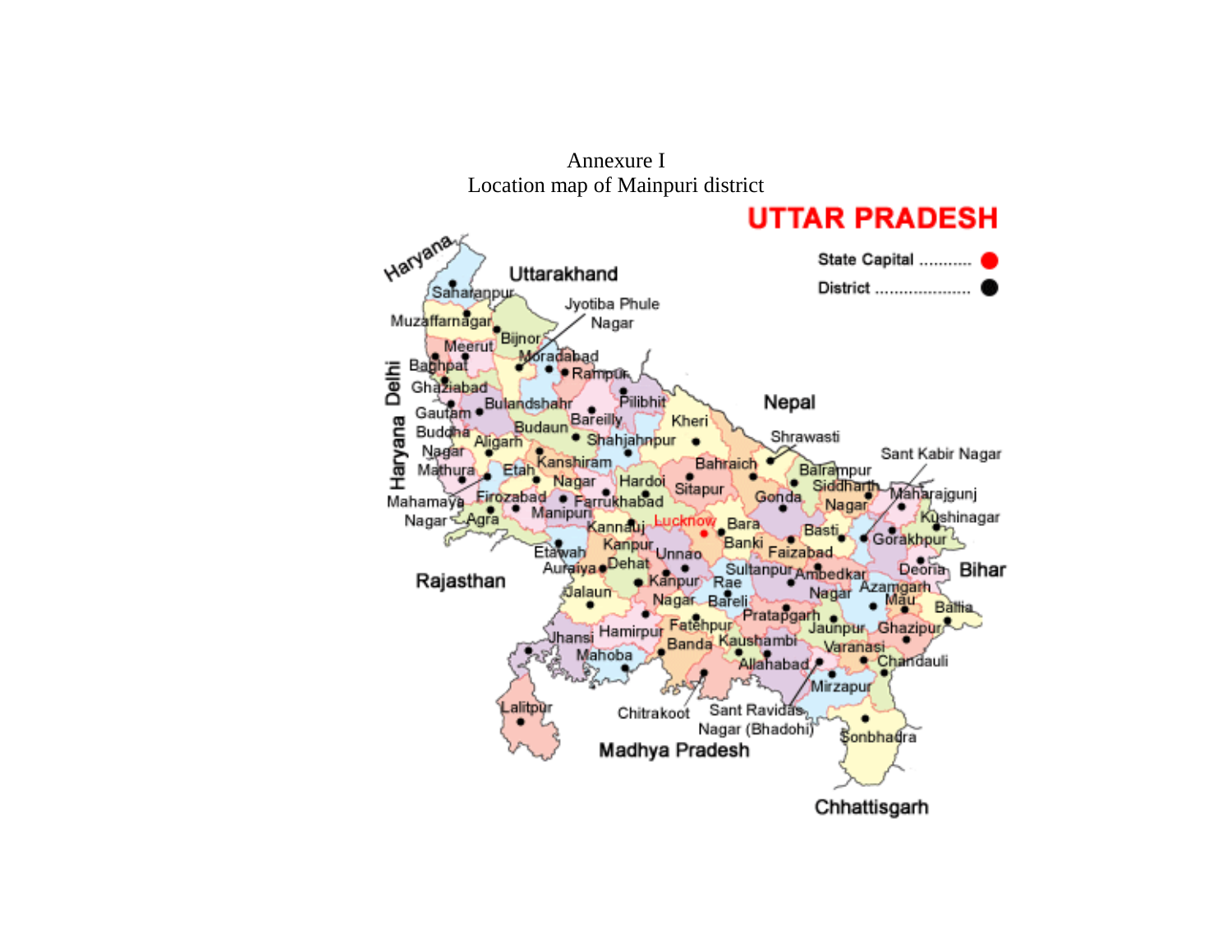Annexure I

Location map of Mainpuri district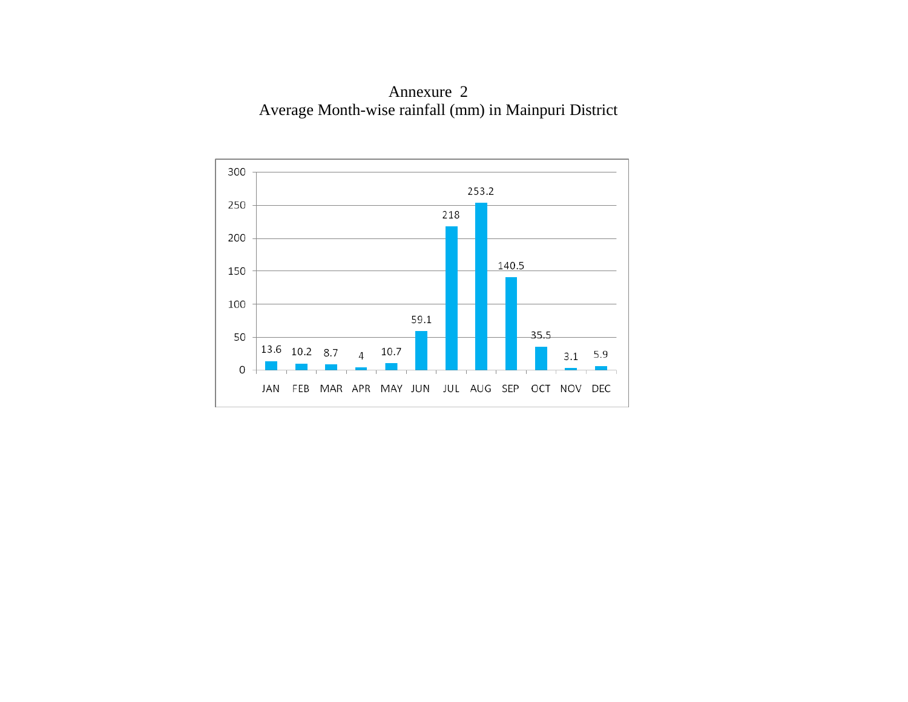# Annexure 2

## Average Month-wise rainfall (mm) in Mainpuri District

| Month | JAN | FEB | MAR | APR | MAY | JUN | JUL | AUG | SEP | OCT | NOV | DEC |
|---|---|---|---|---|---|---|---|---|---|---|---|---|
| Rainfall (mm) | 13.6 | 10.2 | 8.7 | 4 | 10.7 | 59.1 | 218 | 253.2 | 140.5 | 35.5 | 3.1 | 5.9 |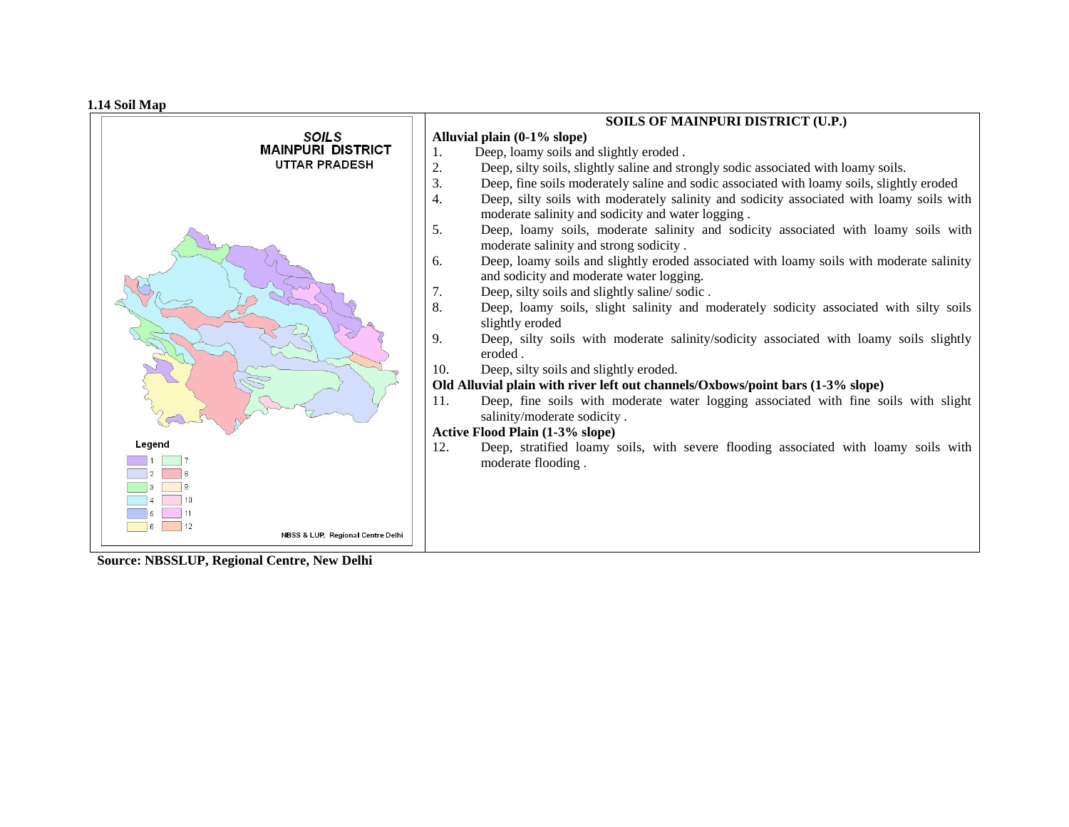**1.14 Soil Map**

**SOILS OF MAINPURI DISTRICT (U.P.)**

**Alluvial plain (0-1% slope)**

1. Deep, loamy soils and slightly eroded .
2. Deep, silty soils, slightly saline and strongly sodic associated with loamy soils.
3. Deep, fine soils moderately saline and sodic associated with loamy soils, slightly eroded
4. Deep, silty soils with moderately salinity and sodicity associated with loamy soils with moderate salinity and sodicity and water logging .
5. Deep, loamy soils, moderate salinity and sodicity associated with loamy soils with moderate salinity and strong sodicity .
6. Deep, loamy soils and slightly eroded associated with loamy soils with moderate salinity and sodicity and moderate water logging.
7. Deep, silty soils and slightly saline/ sodic .
8. Deep, loamy soils, slight salinity and moderately sodicity associated with silty soils slightly eroded
9. Deep, silty soils with moderate salinity/sodicity associated with loamy soils slightly eroded .
10. Deep, silty soils and slightly eroded.

**Old Alluvial plain with river left out channels/Oxbows/point bars (1-3% slope)**

11. Deep, fine soils with moderate water logging associated with fine soils with slight salinity/moderate sodicity .

**Active Flood Plain (1-3% slope)**

12. Deep, stratified loamy soils, with severe flooding associated with loamy soils with moderate flooding .

**Source: NBSSLUP, Regional Centre, New Delhi**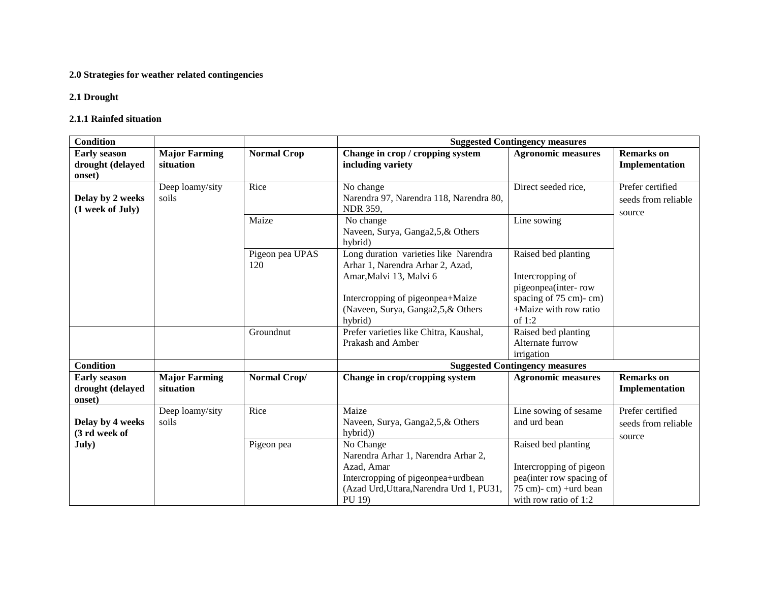**2.0 Strategies for weather related contingencies**

**2.1 Drought**

**2.1.1 Rainfed situation**

| **Condition** | | | **Suggested Contingency measures** | | |
|---|---|---|---|---|---|
| **Early season drought (delayed onset)** | **Major Farming situation** | **Normal Crop** | **Change in crop / cropping system including variety** | **Agronomic measures** | **Remarks on Implementation** |
| **Delay by 2 weeks (1 week of July)** | Deep loamy/sity soils | Rice | No change<br>Narendra 97, Narendra 118, Narendra 80, NDR 359, | Direct seeded rice, | Prefer certified seeds from reliable source |
| | | Maize | No change<br>Naveen, Surya, Ganga2,5,& Others hybrid) | Line sowing | |
| | | Pigeon pea UPAS 120 | Long duration varieties like Narendra Arhar 1, Narendra Arhar 2, Azad, Amar,Malvi 13, Malvi 6<br><br>Intercropping of pigeonpea+Maize (Naveen, Surya, Ganga2,5,& Others hybrid) | Raised bed planting<br><br>Intercropping of pigeonpea(inter- row spacing of 75 cm)- cm) +Maize with row ratio of 1:2 | |
| | | Groundnut | Prefer varieties like Chitra, Kaushal, Prakash and Amber | Raised bed planting<br>Alternate furrow irrigation | |
| **Condition** | | | **Suggested Contingency measures** | | |
| **Early season drought (delayed onset)** | **Major Farming situation** | **Normal Crop/** | **Change in crop/cropping system** | **Agronomic measures** | **Remarks on Implementation** |
| **Delay by 4 weeks (3 rd week of July)** | Deep loamy/sity soils | Rice | Maize<br>Naveen, Surya, Ganga2,5,& Others hybrid)) | Line sowing of sesame and urd bean | Prefer certified seeds from reliable source |
| | | Pigeon pea | No Change<br>Narendra Arhar 1, Narendra Arhar 2, Azad, Amar<br>Intercropping of pigeonpea+urdbean (Azad Urd,Uttara,Narendra Urd 1, PU31, PU 19) | Raised bed planting<br><br>Intercropping of pigeon pea(inter row spacing of 75 cm)- cm) +urd bean with row ratio of 1:2 | |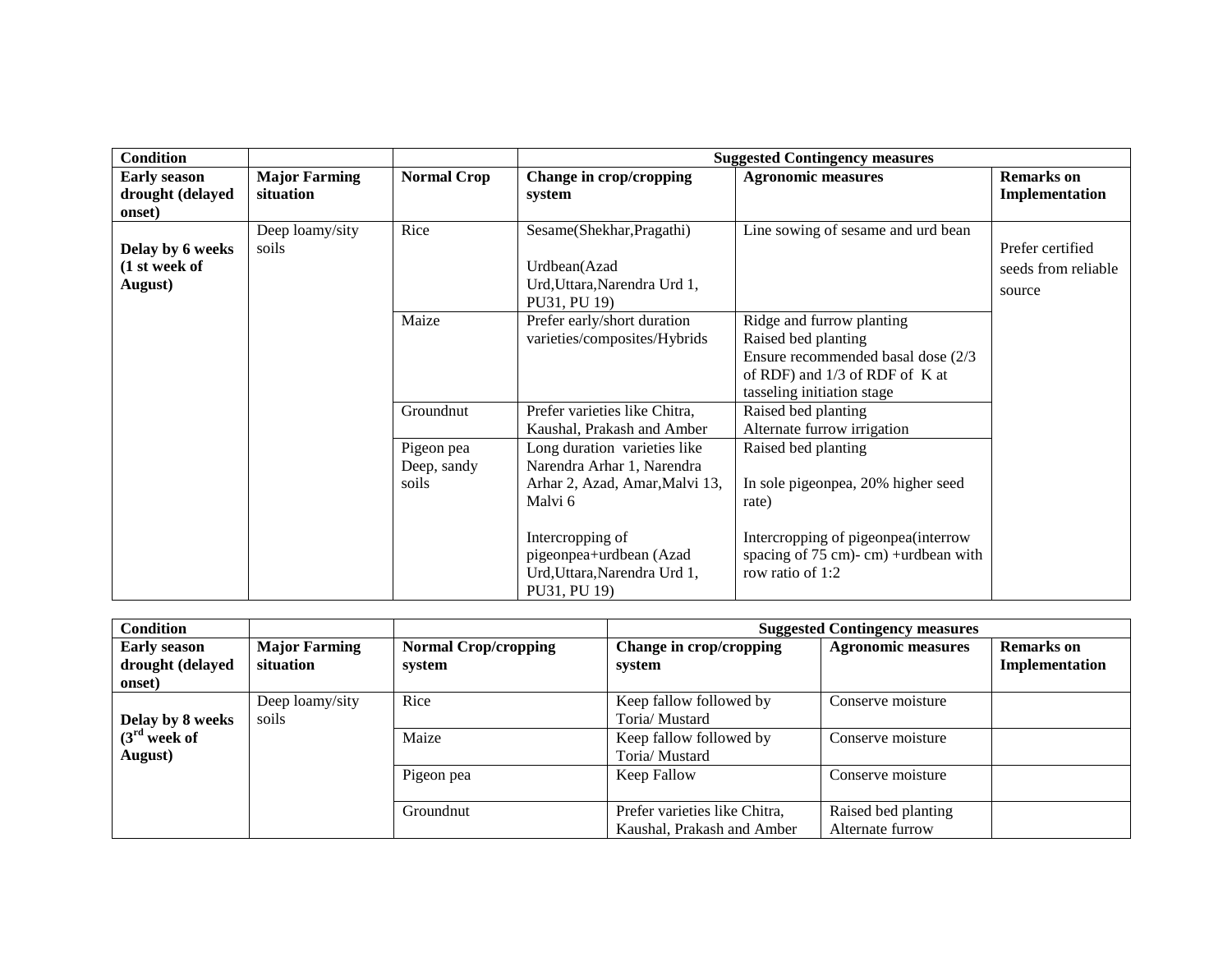| Condition | | | Suggested Contingency measures | | |
|---|---|---|---|---|---|
| **Early season drought (delayed onset)** | **Major Farming situation** | **Normal Crop** | **Change in crop/cropping system** | **Agronomic measures** | **Remarks on Implementation** |
| **Delay by 6 weeks (1 st week of August)** | Deep loamy/sity soils | Rice | Sesame(Shekhar,Pragathi)<br><br>Urdbean(Azad Urd,Uttara,Narendra Urd 1, PU31, PU 19) | Line sowing of sesame and urd bean | Prefer certified seeds from reliable source |
| | | Maize | Prefer early/short duration varieties/composites/Hybrids | Ridge and furrow planting<br>Raised bed planting<br>Ensure recommended basal dose (2/3 of RDF) and 1/3 of RDF of K at tasseling initiation stage | |
| | | Groundnut | Prefer varieties like Chitra, Kaushal, Prakash and Amber | Raised bed planting<br>Alternate furrow irrigation | |
| | | Pigeon pea Deep, sandy soils | Long duration varieties like Narendra Arhar 1, Narendra Arhar 2, Azad, Amar,Malvi 13, Malvi 6<br><br>Intercropping of pigeonpea+urdbean (Azad Urd,Uttara,Narendra Urd 1, PU31, PU 19) | Raised bed planting<br><br>In sole pigeonpea, 20% higher seed rate)<br><br>Intercropping of pigeonpea(interrow spacing of 75 cm)- cm) +urdbean with row ratio of 1:2 | |

| Condition | | | Suggested Contingency measures | | |
|---|---|---|---|---|---|
| **Early season drought (delayed onset)** | **Major Farming situation** | **Normal Crop/cropping system** | **Change in crop/cropping system** | **Agronomic measures** | **Remarks on Implementation** |
| **Delay by 8 weeks (3rd week of August)** | Deep loamy/sity soils | Rice | Keep fallow followed by Toria/ Mustard | Conserve moisture | |
| | | Maize | Keep fallow followed by Toria/ Mustard | Conserve moisture | |
| | | Pigeon pea | Keep Fallow | Conserve moisture | |
| | | Groundnut | Prefer varieties like Chitra, Kaushal, Prakash and Amber | Raised bed planting<br>Alternate furrow | |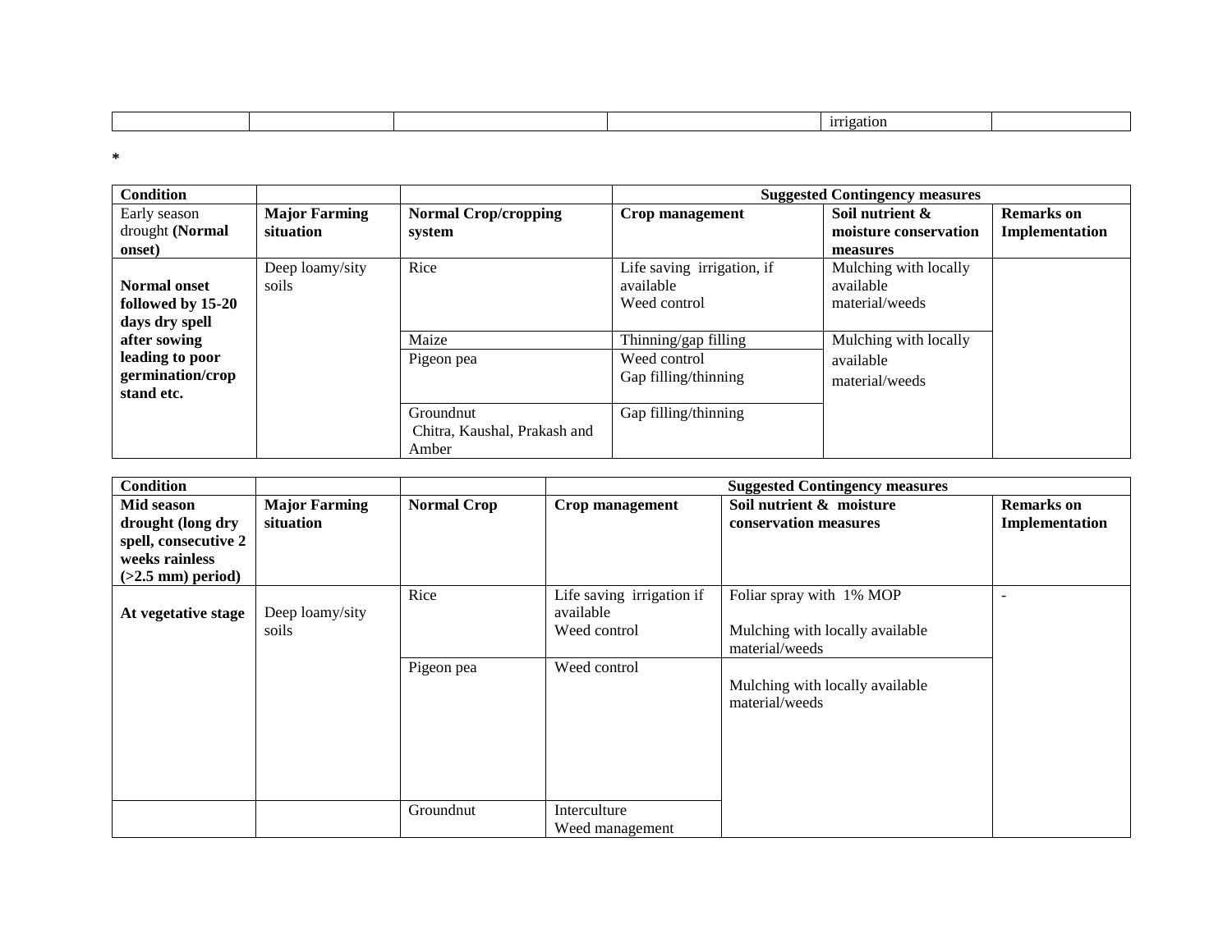| | | | | irrigation | |
|---|---|---|---|---|---|

*

| Condition | | | Suggested Contingency measures | | |
|---|---|---|---|---|---|
| Early season drought **(Normal onset)** | **Major Farming situation** | **Normal Crop/cropping system** | **Crop management** | **Soil nutrient & moisture conservation measures** | **Remarks on Implementation** |
| **Normal onset followed by 15-20 days dry spell after sowing leading to poor germination/crop stand etc.** | Deep loamy/sity soils | Rice | Life saving irrigation, if available<br>Weed control | Mulching with locally available material/weeds | |
| | | Maize | Thinning/gap filling | Mulching with locally available material/weeds | |
| | | Pigeon pea | Weed control<br>Gap filling/thinning | | |
| | | Groundnut<br>Chitra, Kaushal, Prakash and Amber | Gap filling/thinning | | |

| Condition | | | Suggested Contingency measures | | |
|---|---|---|---|---|---|
| **Mid season drought (long dry spell, consecutive 2 weeks rainless (>2.5 mm) period)** | **Major Farming situation** | **Normal Crop** | **Crop management** | **Soil nutrient & moisture conservation measures** | **Remarks on Implementation** |
| **At vegetative stage** | Deep loamy/sity soils | Rice | Life saving irrigation if available<br>Weed control | Foliar spray with 1% MOP<br><br>Mulching with locally available material/weeds | - |
| | | Pigeon pea | Weed control | Mulching with locally available material/weeds | |
| | | Groundnut | Interculture<br>Weed management | | |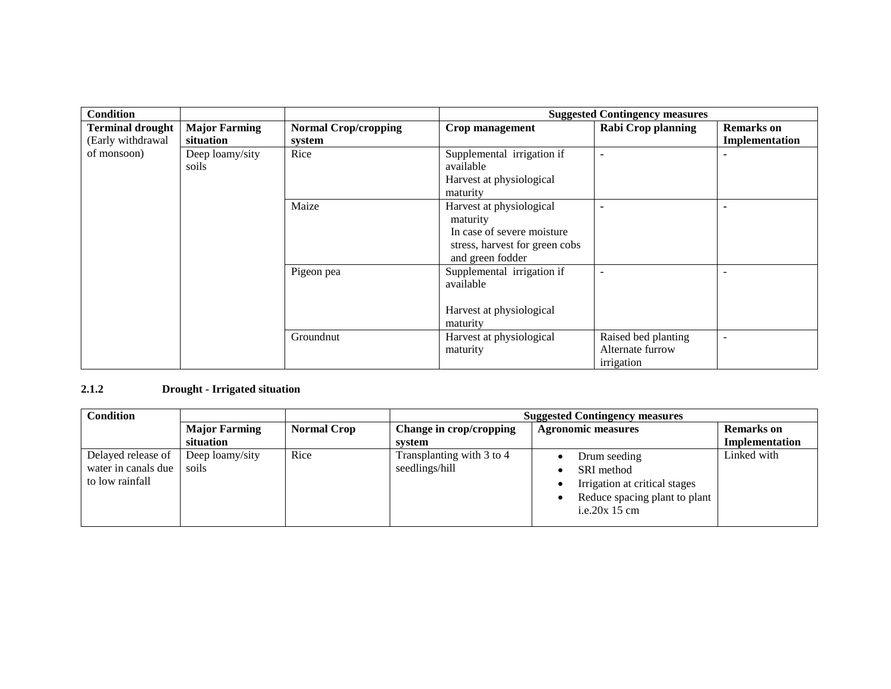| Condition | | | Suggested Contingency measures | | |
|---|---|---|---|---|---|
| **Terminal drought** (Early withdrawal of monsoon) | **Major Farming situation** | **Normal Crop/cropping system** | **Crop management** | **Rabi Crop planning** | **Remarks on Implementation** |
| | Deep loamy/sity soils | Rice | Supplemental irrigation if available<br>Harvest at physiological maturity | - | - |
| | | Maize | Harvest at physiological maturity<br>In case of severe moisture stress, harvest for green cobs and green fodder | - | - |
| | | Pigeon pea | Supplemental irrigation if available<br><br>Harvest at physiological maturity | - | - |
| | | Groundnut | Harvest at physiological maturity | Raised bed planting<br>Alternate furrow irrigation | - |

**2.1.2 Drought - Irrigated situation**

| Condition | | | Suggested Contingency measures | | |
|---|---|---|---|---|---|
| | **Major Farming situation** | **Normal Crop** | **Change in crop/cropping system** | **Agronomic measures** | **Remarks on Implementation** |
| Delayed release of water in canals due to low rainfall | Deep loamy/sity soils | Rice | Transplanting with 3 to 4 seedlings/hill | • Drum seeding<br>• SRI method<br>• Irrigation at critical stages<br>• Reduce spacing plant to plant i.e.20x 15 cm | Linked with |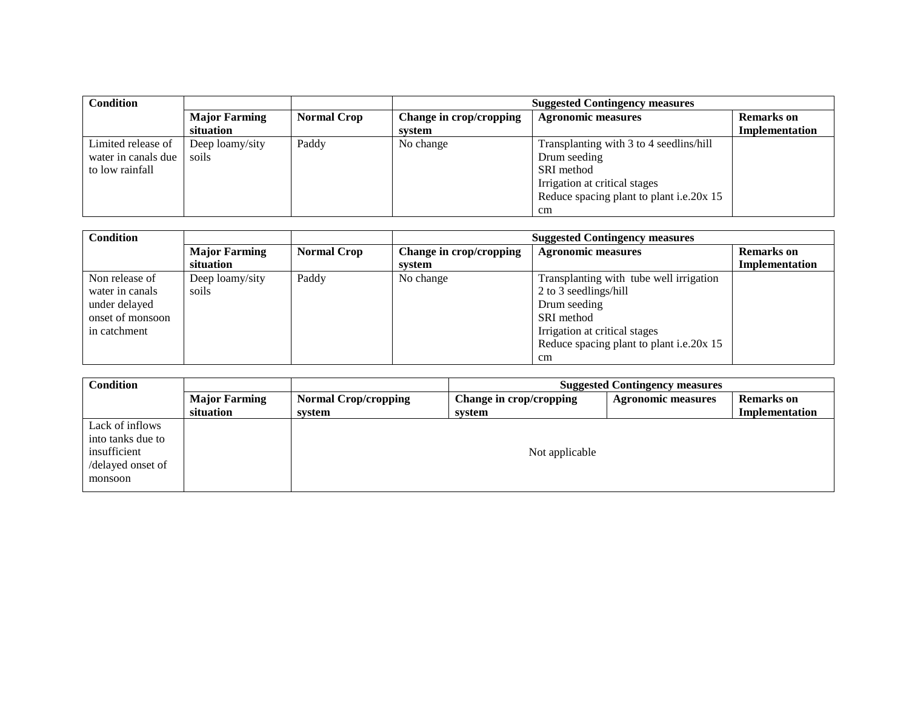| Condition | | | Suggested Contingency measures | | |
|---|---|---|---|---|---|
| | Major Farming situation | Normal Crop | Change in crop/cropping system | Agronomic measures | Remarks on Implementation |
| Limited release of water in canals due to low rainfall | Deep loamy/sity soils | Paddy | No change | Transplanting with 3 to 4 seedlins/hill<br>Drum seeding<br>SRI method<br>Irrigation at critical stages<br>Reduce spacing plant to plant i.e.20x 15 cm | |

| Condition | | | Suggested Contingency measures | | |
|---|---|---|---|---|---|
| | Major Farming situation | Normal Crop | Change in crop/cropping system | Agronomic measures | Remarks on Implementation |
| Non release of water in canals under delayed onset of monsoon in catchment | Deep loamy/sity soils | Paddy | No change | Transplanting with tube well irrigation 2 to 3 seedlings/hill<br>Drum seeding<br>SRI method<br>Irrigation at critical stages<br>Reduce spacing plant to plant i.e.20x 15 cm | |

| Condition | | | Suggested Contingency measures | | |
|---|---|---|---|---|---|
| | Major Farming situation | Normal Crop/cropping system | Change in crop/cropping system | Agronomic measures | Remarks on Implementation |
| Lack of inflows into tanks due to insufficient /delayed onset of monsoon | | Not applicable | | | |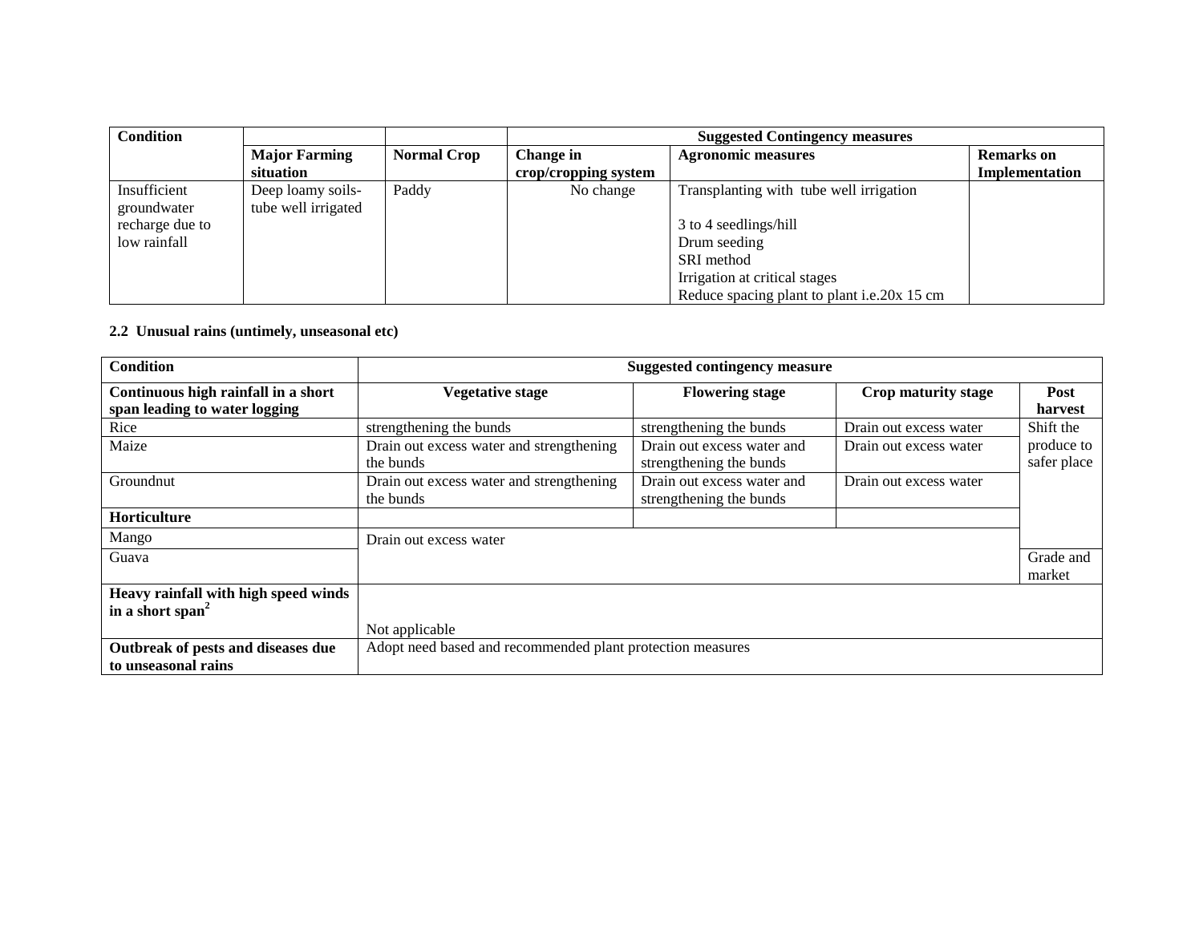| Condition | | | Suggested Contingency measures | | |
|---|---|---|---|---|---|
| | **Major Farming situation** | **Normal Crop** | **Change in crop/cropping system** | **Agronomic measures** | **Remarks on Implementation** |
| Insufficient groundwater recharge due to low rainfall | Deep loamy soils- tube well irrigated | Paddy | No change | Transplanting with tube well irrigation<br><br>3 to 4 seedlings/hill<br>Drum seeding<br>SRI method<br>Irrigation at critical stages<br>Reduce spacing plant to plant i.e.20x 15 cm | |

## 2.2 Unusual rains (untimely, unseasonal etc)

| Condition | Suggested contingency measure | | | |
|---|---|---|---|---|
| **Continuous high rainfall in a short span leading to water logging** | **Vegetative stage** | **Flowering stage** | **Crop maturity stage** | **Post harvest** |
| Rice | strengthening the bunds | strengthening the bunds | Drain out excess water | Shift the produce to safer place |
| Maize | Drain out excess water and strengthening the bunds | Drain out excess water and strengthening the bunds | Drain out excess water | |
| Groundnut | Drain out excess water and strengthening the bunds | Drain out excess water and strengthening the bunds | Drain out excess water | |
| **Horticulture** | | | | |
| Mango | Drain out excess water | | | |
| Guava | | | | Grade and market |
| **Heavy rainfall with high speed winds in a short span**[2] | Not applicable | | | |
| **Outbreak of pests and diseases due to unseasonal rains** | Adopt need based and recommended plant protection measures | | | |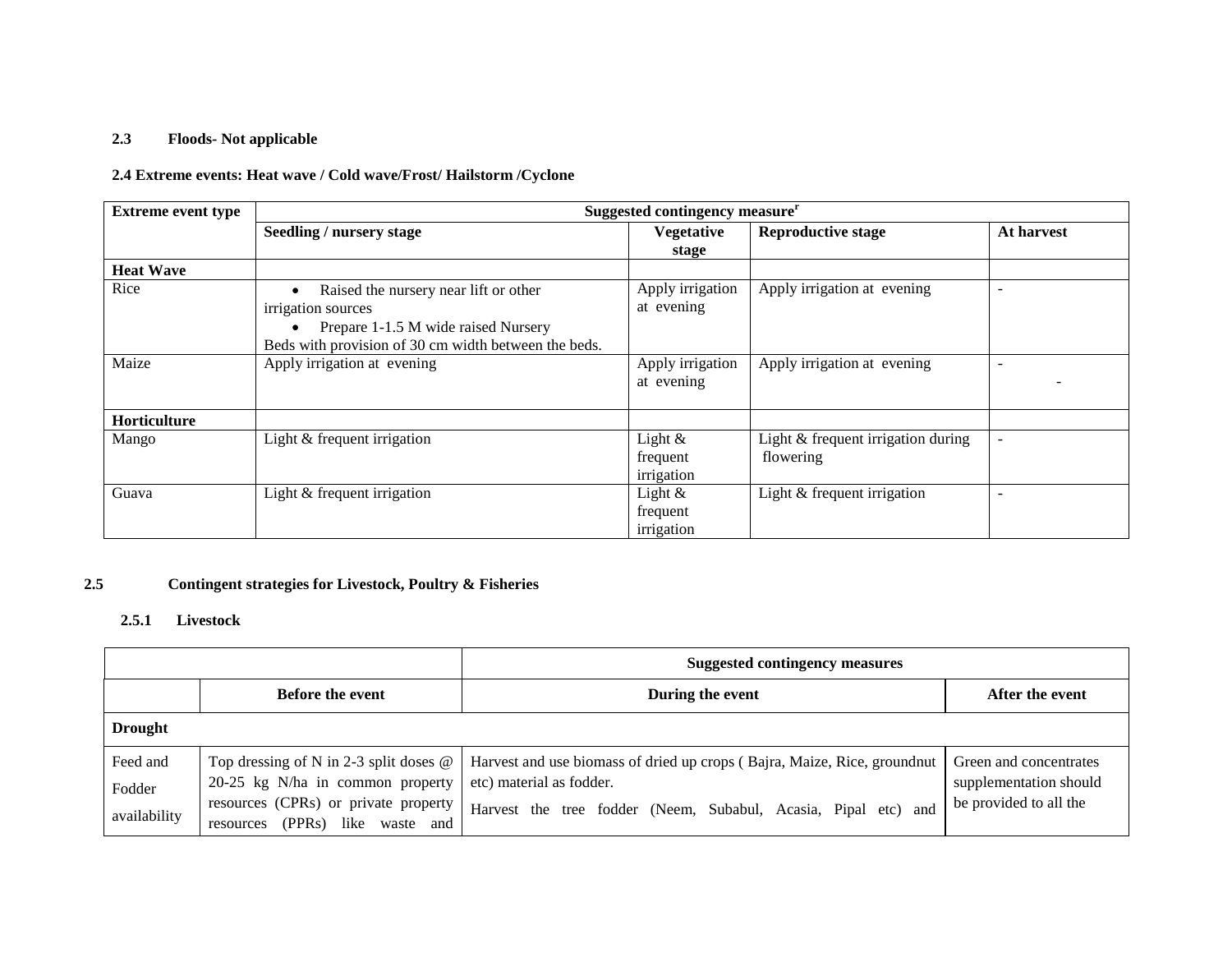### 2.3 Floods- Not applicable

### 2.4 Extreme events: Heat wave / Cold wave/Frost/ Hailstorm /Cyclone

| Extreme event type | Suggested contingency measure[r] | | | |
|---|---|---|---|---|
| | Seedling / nursery stage | Vegetative stage | Reproductive stage | At harvest |
| **Heat Wave** | | | | |
| Rice | • Raised the nursery near lift or other irrigation sources<br>• Prepare 1-1.5 M wide raised Nursery Beds with provision of 30 cm width between the beds. | Apply irrigation at evening | Apply irrigation at evening | - |
| Maize | Apply irrigation at evening | Apply irrigation at evening | Apply irrigation at evening | - |
| **Horticulture** | | | | |
| Mango | Light & frequent irrigation | Light & frequent irrigation | Light & frequent irrigation during flowering | - |
| Guava | Light & frequent irrigation | Light & frequent irrigation | Light & frequent irrigation | - |

## 2.5 Contingent strategies for Livestock, Poultry & Fisheries

### 2.5.1 Livestock

| | Suggested contingency measures | | |
|---|---|---|---|
| | Before the event | During the event | After the event |
| **Drought** | | | |
| Feed and Fodder availability | Top dressing of N in 2-3 split doses @ 20-25 kg N/ha in common property resources (CPRs) or private property resources (PPRs) like waste and | Harvest and use biomass of dried up crops ( Bajra, Maize, Rice, groundnut etc) material as fodder.<br>Harvest the tree fodder (Neem, Subabul, Acasia, Pipal etc) and | Green and concentrates supplementation should be provided to all the |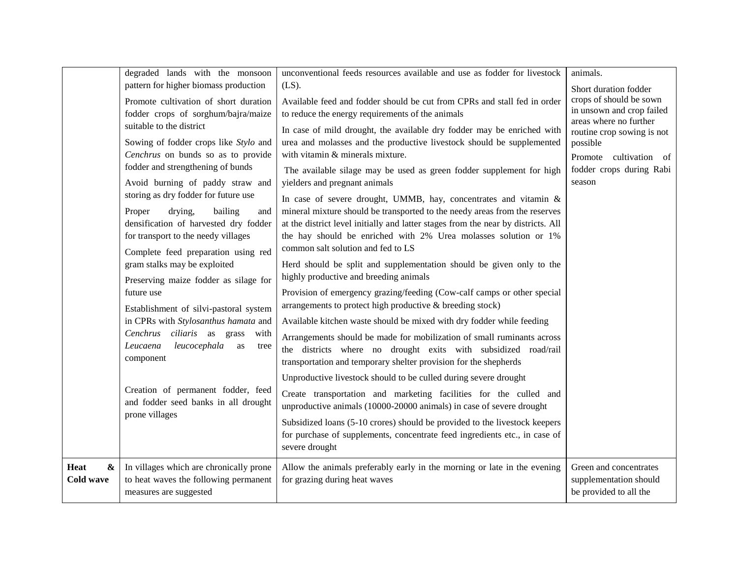| | | | |
|---|---|---|---|
| | degraded lands with the monsoon pattern for higher biomass production<br><br>Promote cultivation of short duration fodder crops of sorghum/bajra/maize suitable to the district<br><br>Sowing of fodder crops like *Stylo* and *Cenchrus* on bunds so as to provide fodder and strengthening of bunds<br><br>Avoid burning of paddy straw and storing as dry fodder for future use<br><br>Proper drying, bailing and densification of harvested dry fodder for transport to the needy villages<br><br>Complete feed preparation using red gram stalks may be exploited<br><br>Preserving maize fodder as silage for future use<br><br>Establishment of silvi-pastoral system in CPRs with *Stylosanthus hamata* and *Cenchrus ciliaris* as grass with *Leucaena leucocephala* as tree component<br><br>Creation of permanent fodder, feed and fodder seed banks in all drought prone villages | unconventional feeds resources available and use as fodder for livestock (LS).<br><br>Available feed and fodder should be cut from CPRs and stall fed in order to reduce the energy requirements of the animals<br><br>In case of mild drought, the available dry fodder may be enriched with urea and molasses and the productive livestock should be supplemented with vitamin & minerals mixture.<br><br>The available silage may be used as green fodder supplement for high yielders and pregnant animals<br><br>In case of severe drought, UMMB, hay, concentrates and vitamin & mineral mixture should be transported to the needy areas from the reserves at the district level initially and latter stages from the near by districts. All the hay should be enriched with 2% Urea molasses solution or 1% common salt solution and fed to LS<br><br>Herd should be split and supplementation should be given only to the highly productive and breeding animals<br><br>Provision of emergency grazing/feeding (Cow-calf camps or other special arrangements to protect high productive & breeding stock)<br><br>Available kitchen waste should be mixed with dry fodder while feeding<br><br>Arrangements should be made for mobilization of small ruminants across the districts where no drought exits with subsidized road/rail transportation and temporary shelter provision for the shepherds<br><br>Unproductive livestock should to be culled during severe drought<br><br>Create transportation and marketing facilities for the culled and unproductive animals (10000-20000 animals) in case of severe drought<br><br>Subsidized loans (5-10 crores) should be provided to the livestock keepers for purchase of supplements, concentrate feed ingredients etc., in case of severe drought | animals.<br><br>Short duration fodder crops of should be sown in unsown and crop failed areas where no further routine crop sowing is not possible<br><br>Promote cultivation of fodder crops during Rabi season |
| **Heat & Cold wave** | In villages which are chronically prone to heat waves the following permanent measures are suggested | Allow the animals preferably early in the morning or late in the evening for grazing during heat waves | Green and concentrates supplementation should be provided to all the |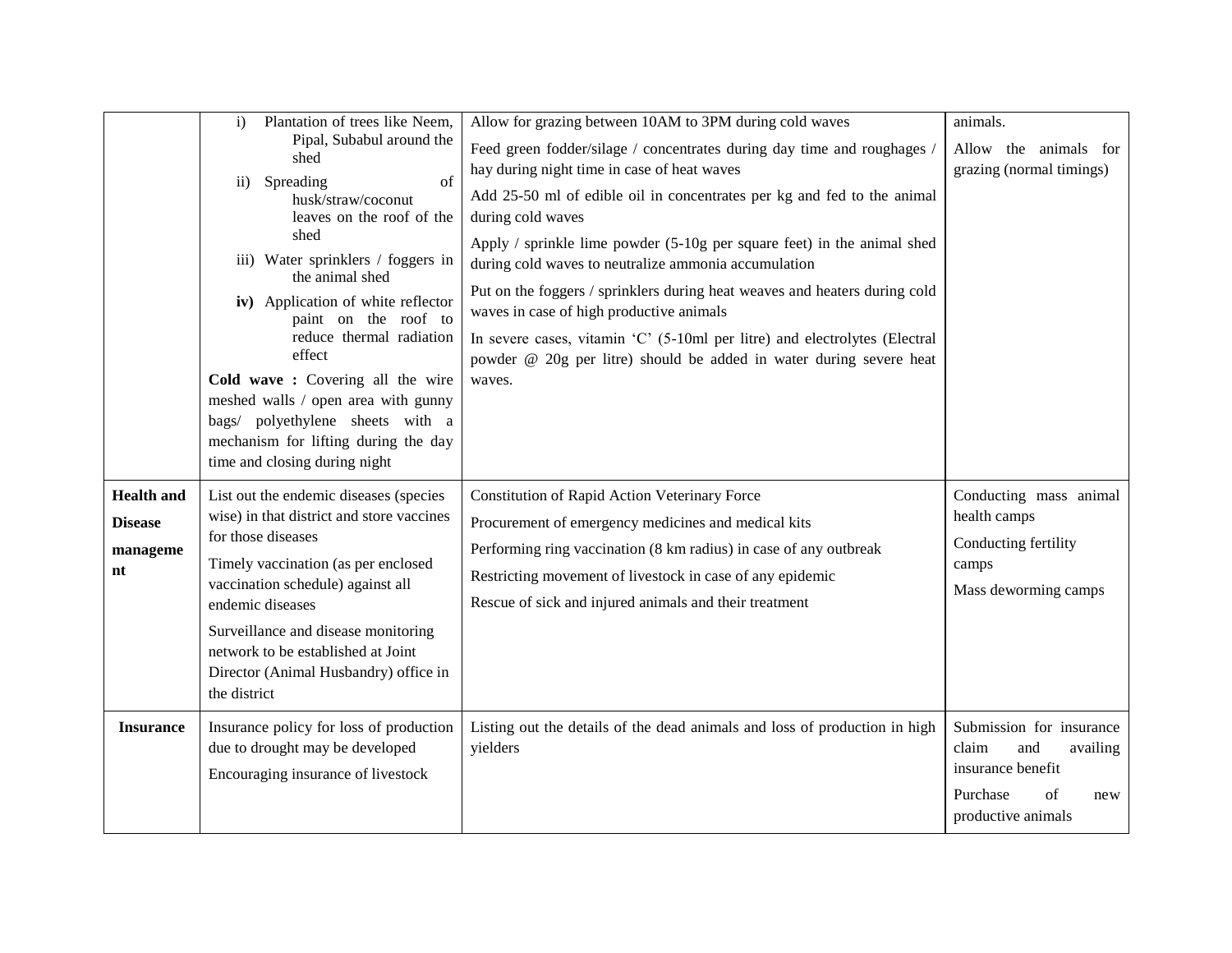| | | | |
|---|---|---|---|
| | i) Plantation of trees like Neem, Pipal, Subabul around the shed<br>ii) Spreading of husk/straw/coconut leaves on the roof of the shed<br>iii) Water sprinklers / foggers in the animal shed<br>**iv)** Application of white reflector paint on the roof to reduce thermal radiation effect<br>**Cold wave :** Covering all the wire meshed walls / open area with gunny bags/ polyethylene sheets with a mechanism for lifting during the day time and closing during night | Allow for grazing between 10AM to 3PM during cold waves<br>Feed green fodder/silage / concentrates during day time and roughages / hay during night time in case of heat waves<br>Add 25-50 ml of edible oil in concentrates per kg and fed to the animal during cold waves<br>Apply / sprinkle lime powder (5-10g per square feet) in the animal shed during cold waves to neutralize ammonia accumulation<br>Put on the foggers / sprinklers during heat weaves and heaters during cold waves in case of high productive animals<br>In severe cases, vitamin 'C' (5-10ml per litre) and electrolytes (Electral powder @ 20g per litre) should be added in water during severe heat waves. | animals.<br>Allow the animals for grazing (normal timings) |
| **Health and Disease management** | List out the endemic diseases (species wise) in that district and store vaccines for those diseases<br>Timely vaccination (as per enclosed vaccination schedule) against all endemic diseases<br>Surveillance and disease monitoring network to be established at Joint Director (Animal Husbandry) office in the district | Constitution of Rapid Action Veterinary Force<br>Procurement of emergency medicines and medical kits<br>Performing ring vaccination (8 km radius) in case of any outbreak<br>Restricting movement of livestock in case of any epidemic<br>Rescue of sick and injured animals and their treatment | Conducting mass animal health camps<br>Conducting fertility camps<br>Mass deworming camps |
| **Insurance** | Insurance policy for loss of production due to drought may be developed<br>Encouraging insurance of livestock | Listing out the details of the dead animals and loss of production in high yielders | Submission for insurance claim and availing insurance benefit<br>Purchase of new productive animals |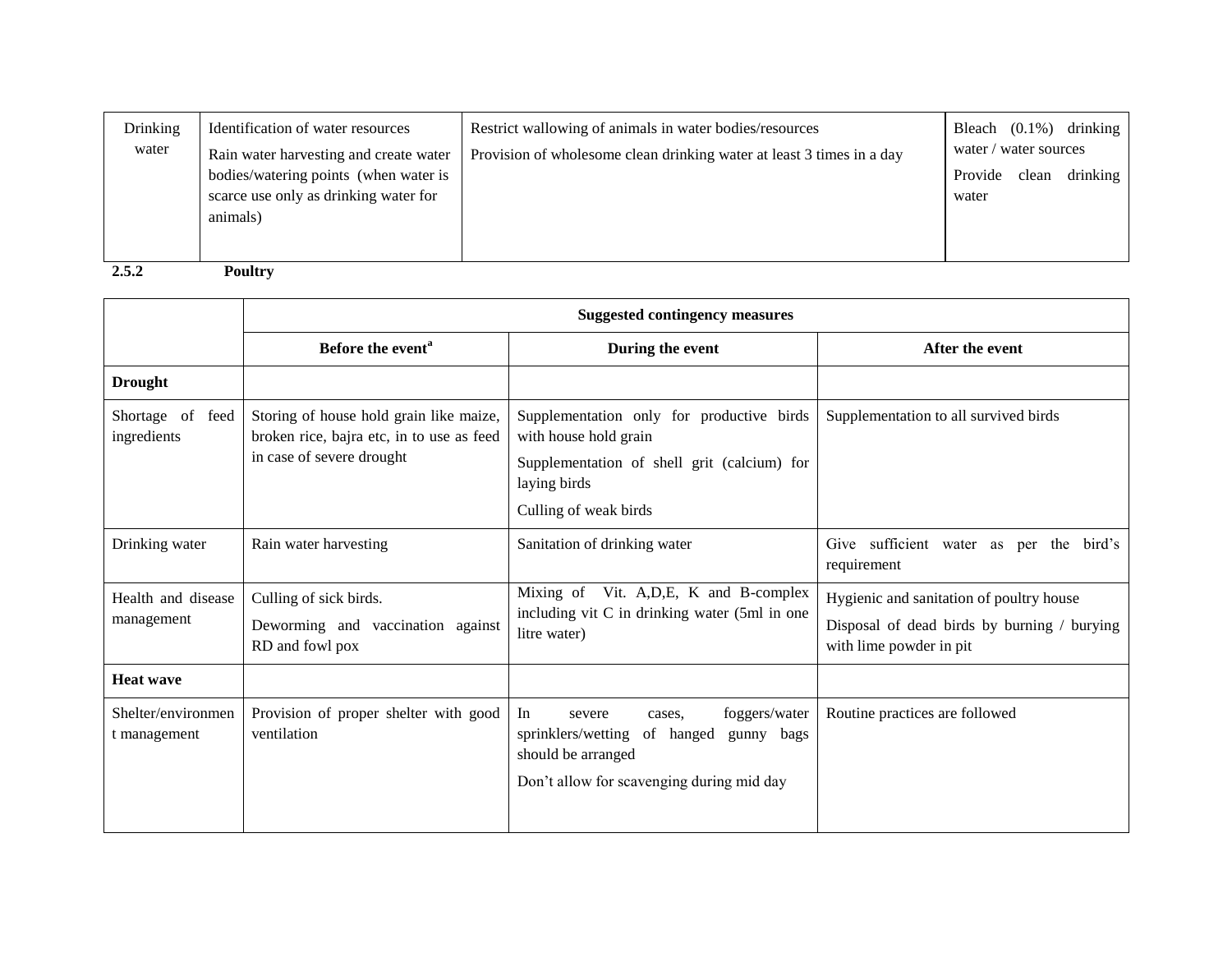| Drinking water | Identification of water resources<br>Rain water harvesting and create water bodies/watering points (when water is scarce use only as drinking water for animals) | Restrict wallowing of animals in water bodies/resources<br>Provision of wholesome clean drinking water at least 3 times in a day | Bleach (0.1%) drinking water / water sources<br>Provide clean drinking water |
|---|---|---|---|

**2.5.2 Poultry**

| | Suggested contingency measures | | |
|---|---|---|---|
| | **Before the event**[a] | **During the event** | **After the event** |
| **Drought** | | | |
| Shortage of feed ingredients | Storing of house hold grain like maize, broken rice, bajra etc, in to use as feed in case of severe drought | Supplementation only for productive birds with house hold grain<br>Supplementation of shell grit (calcium) for laying birds<br>Culling of weak birds | Supplementation to all survived birds |
| Drinking water | Rain water harvesting | Sanitation of drinking water | Give sufficient water as per the bird's requirement |
| Health and disease management | Culling of sick birds.<br>Deworming and vaccination against RD and fowl pox | Mixing of Vit. A,D,E, K and B-complex including vit C in drinking water (5ml in one litre water) | Hygienic and sanitation of poultry house<br>Disposal of dead birds by burning / burying with lime powder in pit |
| **Heat wave** | | | |
| Shelter/environment management | Provision of proper shelter with good ventilation | In severe cases, foggers/water sprinklers/wetting of hanged gunny bags should be arranged<br>Don't allow for scavenging during mid day | Routine practices are followed |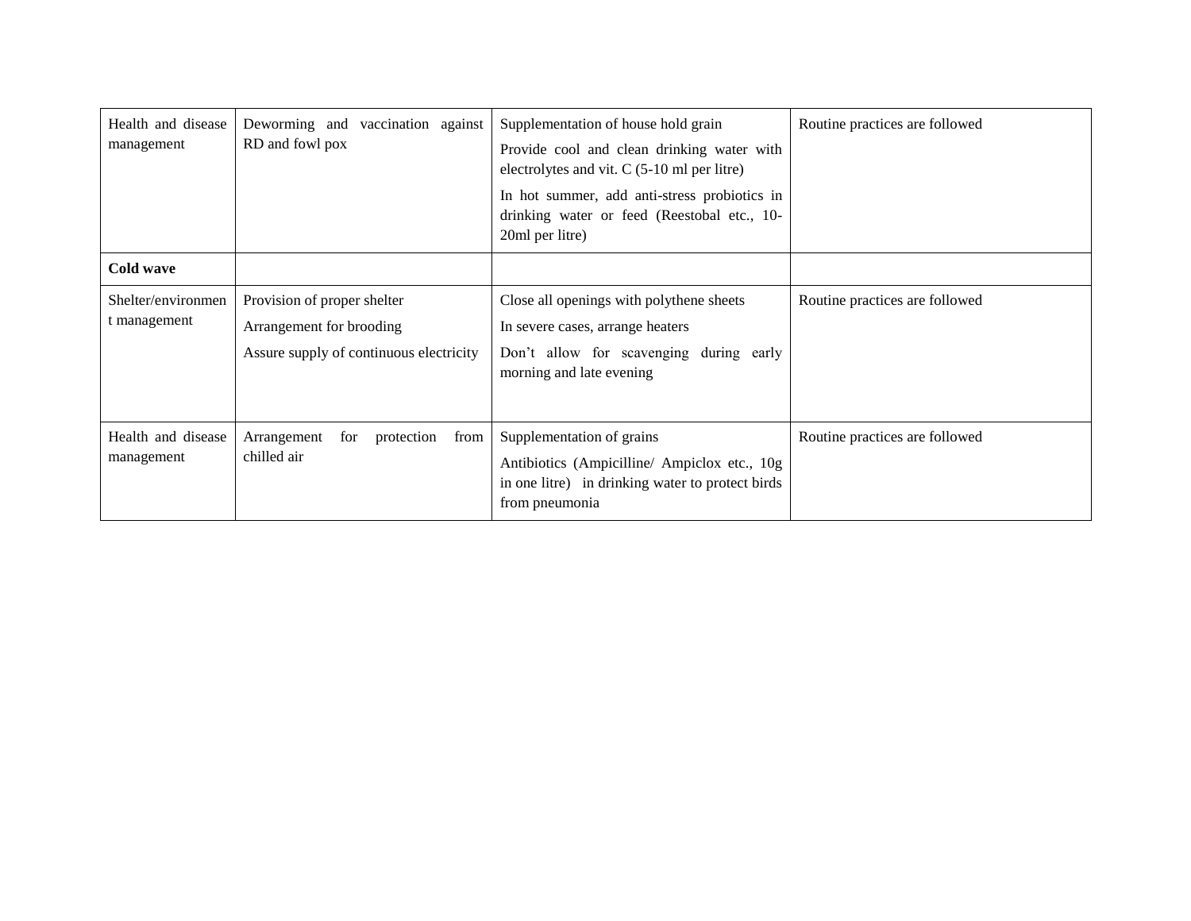| | | | |
|---|---|---|---|
| Health and disease management | Deworming and vaccination against RD and fowl pox | Supplementation of house hold grain<br>Provide cool and clean drinking water with electrolytes and vit. C (5-10 ml per litre)<br>In hot summer, add anti-stress probiotics in drinking water or feed (Reestobal etc., 10-20ml per litre) | Routine practices are followed |
| **Cold wave** | | | |
| Shelter/environment management | Provision of proper shelter<br>Arrangement for brooding<br>Assure supply of continuous electricity | Close all openings with polythene sheets<br>In severe cases, arrange heaters<br>Don't allow for scavenging during early morning and late evening | Routine practices are followed |
| Health and disease management | Arrangement for protection from chilled air | Supplementation of grains<br>Antibiotics (Ampicilline/ Ampiclox etc., 10g in one litre) in drinking water to protect birds from pneumonia | Routine practices are followed |